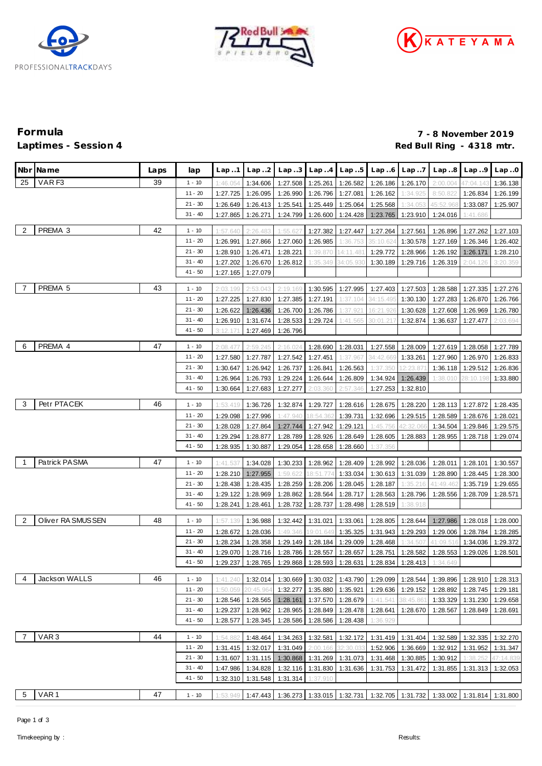# Formula

## Laptimes - Session 4

**7 - 8 November 2019**
**Red Bull Ring - 4318 mtr.**

| Nbr | Name | Laps | lap | Lap ..1 | Lap ..2 | Lap ..3 | Lap ..4 | Lap ..5 | Lap ..6 | Lap ..7 | Lap ..8 | Lap ..9 | Lap ..0 |
|---|---|---|---|---|---|---|---|---|---|---|---|---|---|
| 25 | VAR F3 | 39 | 1 - 10 | 1:46.054 | 1:34.606 | 1:27.508 | 1:25.261 | 1:26.582 | 1:26.186 | 1:26.170 | 2:00.004 | 47:04.143 | 1:36.138 |
| | | | 11 - 20 | 1:27.725 | 1:26.095 | 1:26.990 | 1:26.796 | 1:27.081 | 1:26.162 | 1:34.925 | 8:50.822 | 1:26.834 | 1:26.199 |
| | | | 21 - 30 | 1:26.649 | 1:26.413 | 1:25.541 | 1:25.449 | 1:25.064 | 1:25.568 | 1:34.053 | 45:52.968 | 1:33.087 | 1:25.907 |
| | | | 31 - 40 | 1:27.865 | 1:26.271 | 1:24.799 | 1:26.600 | 1:24.428 | 1:23.765 | 1:23.910 | 1:24.016 | 1:41.686 | |
| 2 | PREMA 3 | 42 | 1 - 10 | 1:57.640 | 2:26.483 | 1:55.627 | 1:27.382 | 1:27.447 | 1:27.264 | 1:27.561 | 1:26.896 | 1:27.262 | 1:27.103 |
| | | | 11 - 20 | 1:26.991 | 1:27.866 | 1:27.060 | 1:26.985 | 1:36.753 | 35:10.624 | 1:30.578 | 1:27.169 | 1:26.346 | 1:26.402 |
| | | | 21 - 30 | 1:28.910 | 1:26.471 | 1:28.221 | 1:39.870 | 14:11.481 | 1:29.772 | 1:28.966 | 1:26.192 | 1:26.171 | 1:28.210 |
| | | | 31 - 40 | 1:27.202 | 1:26.670 | 1:26.812 | 1:35.349 | 34:05.930 | 1:30.189 | 1:29.716 | 1:26.319 | 2:04.126 | 3:20.359 |
| | | | 41 - 50 | 1:27.165 | 1:27.079 | | | | | | | | |
| 7 | PREMA 5 | 43 | 1 - 10 | 2:03.199 | 2:53.043 | 2:19.169 | 1:30.595 | 1:27.995 | 1:27.403 | 1:27.503 | 1:28.588 | 1:27.335 | 1:27.276 |
| | | | 11 - 20 | 1:27.225 | 1:27.830 | 1:27.385 | 1:27.191 | 1:37.104 | 34:15.495 | 1:30.130 | 1:27.283 | 1:26.870 | 1:26.766 |
| | | | 21 - 30 | 1:26.622 | 1:26.436 | 1:26.700 | 1:26.786 | 1:37.921 | 16:21.926 | 1:30.628 | 1:27.608 | 1:26.969 | 1:26.780 |
| | | | 31 - 40 | 1:26.910 | 1:31.674 | 1:28.533 | 1:29.724 | 1:41.565 | 30:01.217 | 1:32.874 | 1:36.637 | 1:27.477 | 2:03.694 |
| | | | 41 - 50 | 3:12.171 | 1:27.469 | 1:26.796 | | | | | | | |
| 6 | PREMA 4 | 47 | 1 - 10 | 2:08.477 | 2:59.245 | 2:16.024 | 1:28.690 | 1:28.031 | 1:27.558 | 1:28.009 | 1:27.619 | 1:28.058 | 1:27.789 |
| | | | 11 - 20 | 1:27.580 | 1:27.787 | 1:27.542 | 1:27.451 | 1:37.967 | 34:42.669 | 1:33.261 | 1:27.960 | 1:26.970 | 1:26.833 |
| | | | 21 - 30 | 1:30.647 | 1:26.942 | 1:26.737 | 1:26.841 | 1:26.563 | 1:37.350 | 12:23.871 | 1:36.118 | 1:29.512 | 1:26.836 |
| | | | 31 - 40 | 1:26.964 | 1:26.793 | 1:29.224 | 1:26.644 | 1:26.809 | 1:34.924 | 1:26.439 | 1:38.010 | 28:10.198 | 1:33.880 |
| | | | 41 - 50 | 1:30.664 | 1:27.683 | 1:27.277 | 2:03.360 | 2:57.346 | 1:27.253 | 1:32.810 | | | |
| 3 | Petr PTACEK | 46 | 1 - 10 | 1:53.419 | 1:36.726 | 1:32.874 | 1:29.727 | 1:28.616 | 1:28.675 | 1:28.220 | 1:28.113 | 1:27.872 | 1:28.435 |
| | | | 11 - 20 | 1:29.098 | 1:27.996 | 1:47.940 | 18:54.362 | 1:39.731 | 1:32.696 | 1:29.515 | 1:28.589 | 1:28.676 | 1:28.021 |
| | | | 21 - 30 | 1:28.028 | 1:27.864 | 1:27.744 | 1:27.942 | 1:29.121 | 1:45.756 | 42:32.066 | 1:34.504 | 1:29.846 | 1:29.575 |
| | | | 31 - 40 | 1:29.294 | 1:28.877 | 1:28.789 | 1:28.926 | 1:28.649 | 1:28.605 | 1:28.883 | 1:28.955 | 1:28.718 | 1:29.074 |
| | | | 41 - 50 | 1:28.935 | 1:30.887 | 1:29.054 | 1:28.658 | 1:28.660 | 1:37.356 | | | | |
| 1 | Patrick PASMA | 47 | 1 - 10 | 1:41.537 | 1:34.028 | 1:30.233 | 1:28.962 | 1:28.409 | 1:28.992 | 1:28.036 | 1:28.011 | 1:28.101 | 1:30.557 |
| | | | 11 - 20 | 1:28.210 | 1:27.955 | 1:59.622 | 18:51.774 | 1:33.034 | 1:30.613 | 1:31.039 | 1:28.890 | 1:28.445 | 1:28.300 |
| | | | 21 - 30 | 1:28.438 | 1:28.435 | 1:28.259 | 1:28.206 | 1:28.045 | 1:28.187 | 1:35.216 | 41:49.462 | 1:35.719 | 1:29.655 |
| | | | 31 - 40 | 1:29.122 | 1:28.969 | 1:28.862 | 1:28.564 | 1:28.717 | 1:28.563 | 1:28.796 | 1:28.556 | 1:28.709 | 1:28.571 |
| | | | 41 - 50 | 1:28.241 | 1:28.461 | 1:28.732 | 1:28.737 | 1:28.498 | 1:28.519 | 1:38.918 | | | |
| 2 | Oliver RASMUSSEN | 48 | 1 - 10 | 1:57.139 | 1:36.988 | 1:32.442 | 1:31.021 | 1:33.061 | 1:28.805 | 1:28.644 | 1:27.986 | 1:28.018 | 1:28.000 |
| | | | 11 - 20 | 1:28.672 | 1:28.036 | 1:49.346 | 19:01.649 | 1:35.325 | 1:31.943 | 1:29.293 | 1:29.006 | 1:28.784 | 1:28.285 |
| | | | 21 - 30 | 1:28.234 | 1:28.358 | 1:29.149 | 1:28.184 | 1:29.009 | 1:28.468 | 1:34.507 | 41:09.516 | 1:34.036 | 1:29.372 |
| | | | 31 - 40 | 1:29.070 | 1:28.716 | 1:28.786 | 1:28.557 | 1:28.657 | 1:28.751 | 1:28.582 | 1:28.553 | 1:29.026 | 1:28.501 |
| | | | 41 - 50 | 1:29.237 | 1:28.765 | 1:29.868 | 1:28.593 | 1:28.631 | 1:28.834 | 1:28.413 | 1:34.649 | | |
| 4 | Jackson WALLS | 46 | 1 - 10 | 1:41.240 | 1:32.014 | 1:30.669 | 1:30.032 | 1:43.790 | 1:29.099 | 1:28.544 | 1:39.896 | 1:28.910 | 1:28.313 |
| | | | 11 - 20 | 1:50.059 | 20:45.964 | 1:32.277 | 1:35.880 | 1:35.921 | 1:29.636 | 1:29.152 | 1:28.892 | 1:28.745 | 1:29.181 |
| | | | 21 - 30 | 1:28.546 | 1:28.565 | 1:28.161 | 1:37.570 | 1:28.679 | 1:41.541 | 38:45.861 | 1:33.329 | 1:31.230 | 1:29.658 |
| | | | 31 - 40 | 1:29.237 | 1:28.962 | 1:28.965 | 1:28.849 | 1:28.478 | 1:28.641 | 1:28.670 | 1:28.567 | 1:28.849 | 1:28.691 |
| | | | 41 - 50 | 1:28.577 | 1:28.345 | 1:28.586 | 1:28.586 | 1:28.438 | 1:36.929 | | | | |
| 7 | VAR 3 | 44 | 1 - 10 | 1:54.882 | 1:48.464 | 1:34.263 | 1:32.581 | 1:32.172 | 1:31.419 | 1:31.404 | 1:32.589 | 1:32.335 | 1:32.270 |
| | | | 11 - 20 | 1:31.415 | 1:32.017 | 1:31.049 | 2:00.166 | 32:30.033 | 1:52.906 | 1:36.669 | 1:32.912 | 1:31.952 | 1:31.347 |
| | | | 21 - 30 | 1:31.607 | 1:31.115 | 1:30.868 | 1:31.269 | 1:31.073 | 1:31.468 | 1:30.885 | 1:30.912 | 1:38.252 | 47:14.839 |
| | | | 31 - 40 | 1:47.986 | 1:34.828 | 1:32.116 | 1:31.830 | 1:31.636 | 1:31.753 | 1:31.472 | 1:31.855 | 1:31.313 | 1:32.053 |
| | | | 41 - 50 | 1:32.310 | 1:31.548 | 1:31.314 | 1:37.910 | | | | | | |
| 5 | VAR 1 | 47 | 1 - 10 | 1:53.949 | 1:47.443 | 1:36.273 | 1:33.015 | 1:32.731 | 1:32.705 | 1:31.732 | 1:33.002 | 1:31.814 | 1:31.800 |

Timekeeping by :

Results: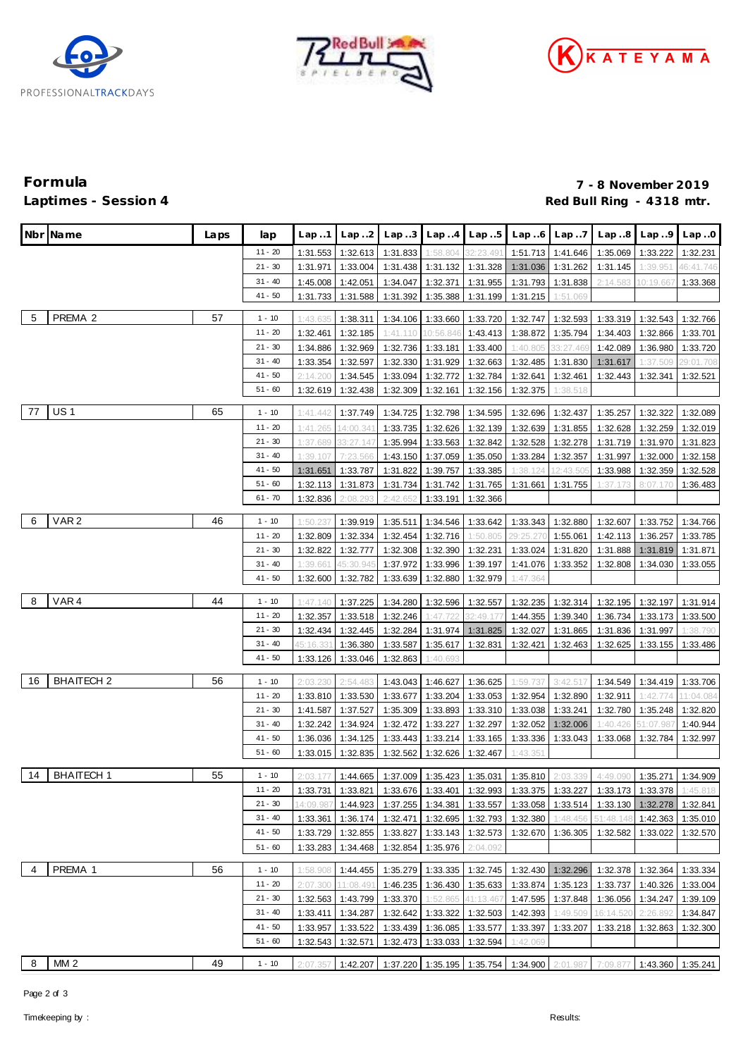PROFESSIONALTRACKDAYS

KATEYAMA

## Formula
## Laptimes - Session 4

**7 - 8 November 2019**
**Red Bull Ring - 4318 mtr.**

| Nbr | Name | Laps | lap | Lap ..1 | Lap ..2 | Lap ..3 | Lap ..4 | Lap ..5 | Lap ..6 | Lap ..7 | Lap ..8 | Lap ..9 | Lap ..0 |
|---|---|---|---|---|---|---|---|---|---|---|---|---|---|
| | | | 11 - 20 | 1:31.553 | 1:32.613 | 1:31.833 | 1:58.804 | 32:23.491 | 1:51.713 | 1:41.646 | 1:35.069 | 1:33.222 | 1:32.231 |
| | | | 21 - 30 | 1:31.971 | 1:33.004 | 1:31.438 | 1:31.132 | 1:31.328 | 1:31.036 | 1:31.262 | 1:31.145 | 1:39.951 | 46:41.746 |
| | | | 31 - 40 | 1:45.008 | 1:42.051 | 1:34.047 | 1:32.371 | 1:31.955 | 1:31.793 | 1:31.838 | 2:14.583 | 10:19.667 | 1:33.368 |
| | | | 41 - 50 | 1:31.733 | 1:31.588 | 1:31.392 | 1:35.388 | 1:31.199 | 1:31.215 | 1:51.069 | | | |
| 5 | PREMA 2 | 57 | 1 - 10 | 1:43.635 | 1:38.311 | 1:34.106 | 1:33.660 | 1:33.720 | 1:32.747 | 1:32.593 | 1:33.319 | 1:32.543 | 1:32.766 |
| | | | 11 - 20 | 1:32.461 | 1:32.185 | 1:41.110 | 10:56.846 | 1:43.413 | 1:38.872 | 1:35.794 | 1:34.403 | 1:32.866 | 1:33.701 |
| | | | 21 - 30 | 1:34.886 | 1:32.969 | 1:32.736 | 1:33.181 | 1:33.400 | 1:40.805 | 33:27.469 | 1:42.089 | 1:36.980 | 1:33.720 |
| | | | 31 - 40 | 1:33.354 | 1:32.597 | 1:32.330 | 1:31.929 | 1:32.663 | 1:32.485 | 1:31.830 | 1:31.617 | 1:37.509 | 29:01.708 |
| | | | 41 - 50 | 2:14.200 | 1:34.545 | 1:33.094 | 1:32.772 | 1:32.784 | 1:32.641 | 1:32.461 | 1:32.443 | 1:32.341 | 1:32.521 |
| | | | 51 - 60 | 1:32.619 | 1:32.438 | 1:32.309 | 1:32.161 | 1:32.156 | 1:32.375 | 1:38.518 | | | |
| 77 | US 1 | 65 | 1 - 10 | 1:41.442 | 1:37.749 | 1:34.725 | 1:32.798 | 1:34.595 | 1:32.696 | 1:32.437 | 1:35.257 | 1:32.322 | 1:32.089 |
| | | | 11 - 20 | 1:41.265 | 14:00.341 | 1:33.735 | 1:32.626 | 1:32.139 | 1:32.639 | 1:31.855 | 1:32.628 | 1:32.259 | 1:32.019 |
| | | | 21 - 30 | 1:37.689 | 33:27.147 | 1:35.994 | 1:33.563 | 1:32.842 | 1:32.528 | 1:32.278 | 1:31.719 | 1:31.970 | 1:31.823 |
| | | | 31 - 40 | 1:39.107 | 7:23.566 | 1:43.150 | 1:37.059 | 1:35.050 | 1:33.284 | 1:32.357 | 1:31.997 | 1:32.000 | 1:32.158 |
| | | | 41 - 50 | 1:31.651 | 1:33.787 | 1:31.822 | 1:39.757 | 1:33.385 | 1:38.124 | 12:43.505 | 1:33.988 | 1:32.359 | 1:32.528 |
| | | | 51 - 60 | 1:32.113 | 1:31.873 | 1:31.734 | 1:31.742 | 1:31.765 | 1:31.661 | 1:31.755 | 1:37.173 | 8:07.170 | 1:36.483 |
| | | | 61 - 70 | 1:32.836 | 2:08.293 | 2:42.652 | 1:33.191 | 1:32.366 | | | | | |
| 6 | VAR 2 | 46 | 1 - 10 | 1:50.237 | 1:39.919 | 1:35.511 | 1:34.546 | 1:33.642 | 1:33.343 | 1:32.880 | 1:32.607 | 1:33.752 | 1:34.766 |
| | | | 11 - 20 | 1:32.809 | 1:32.334 | 1:32.454 | 1:32.716 | 1:50.805 | 29:25.270 | 1:55.061 | 1:42.113 | 1:36.257 | 1:33.785 |
| | | | 21 - 30 | 1:32.822 | 1:32.777 | 1:32.308 | 1:32.390 | 1:32.231 | 1:33.024 | 1:31.820 | 1:31.888 | 1:31.819 | 1:31.871 |
| | | | 31 - 40 | 1:39.661 | 45:30.945 | 1:37.972 | 1:33.996 | 1:39.197 | 1:41.076 | 1:33.352 | 1:32.808 | 1:34.030 | 1:33.055 |
| | | | 41 - 50 | 1:32.600 | 1:32.782 | 1:33.639 | 1:32.880 | 1:32.979 | 1:47.364 | | | | |
| 8 | VAR 4 | 44 | 1 - 10 | 1:47.140 | 1:37.225 | 1:34.280 | 1:32.596 | 1:32.557 | 1:32.235 | 1:32.314 | 1:32.195 | 1:32.197 | 1:31.914 |
| | | | 11 - 20 | 1:32.357 | 1:33.518 | 1:32.246 | 1:47.722 | 32:49.177 | 1:44.355 | 1:39.340 | 1:36.734 | 1:33.173 | 1:33.500 |
| | | | 21 - 30 | 1:32.434 | 1:32.445 | 1:32.284 | 1:31.974 | 1:31.825 | 1:32.027 | 1:31.865 | 1:31.836 | 1:31.997 | 1:38.790 |
| | | | 31 - 40 | 45:16.331 | 1:36.380 | 1:33.587 | 1:35.617 | 1:32.831 | 1:32.421 | 1:32.463 | 1:32.625 | 1:33.155 | 1:33.486 |
| | | | 41 - 50 | 1:33.126 | 1:33.046 | 1:32.863 | 1:40.693 | | | | | | |
| 16 | BHAITECH 2 | 56 | 1 - 10 | 2:03.230 | 2:54.483 | 1:43.043 | 1:46.627 | 1:36.625 | 1:59.737 | 3:42.517 | 1:34.549 | 1:34.419 | 1:33.706 |
| | | | 11 - 20 | 1:33.810 | 1:33.530 | 1:33.677 | 1:33.204 | 1:33.053 | 1:32.954 | 1:32.890 | 1:32.911 | 1:42.774 | 11:04.084 |
| | | | 21 - 30 | 1:41.587 | 1:37.527 | 1:35.309 | 1:33.893 | 1:33.310 | 1:33.038 | 1:33.241 | 1:32.780 | 1:35.248 | 1:32.820 |
| | | | 31 - 40 | 1:32.242 | 1:34.924 | 1:32.472 | 1:33.227 | 1:32.297 | 1:32.052 | 1:32.006 | 1:40.426 | 51:07.987 | 1:40.944 |
| | | | 41 - 50 | 1:36.036 | 1:34.125 | 1:33.443 | 1:33.214 | 1:33.165 | 1:33.336 | 1:33.043 | 1:33.068 | 1:32.784 | 1:32.997 |
| | | | 51 - 60 | 1:33.015 | 1:32.835 | 1:32.562 | 1:32.626 | 1:32.467 | 1:43.351 | | | | |
| 14 | BHAITECH 1 | 55 | 1 - 10 | 2:03.177 | 1:44.665 | 1:37.009 | 1:35.423 | 1:35.031 | 1:35.810 | 2:03.339 | 4:49.090 | 1:35.271 | 1:34.909 |
| | | | 11 - 20 | 1:33.731 | 1:33.821 | 1:33.676 | 1:33.401 | 1:32.993 | 1:33.375 | 1:33.227 | 1:33.173 | 1:33.378 | 1:45.818 |
| | | | 21 - 30 | 14:09.987 | 1:44.923 | 1:37.255 | 1:34.381 | 1:33.557 | 1:33.058 | 1:33.514 | 1:33.130 | 1:32.278 | 1:32.841 |
| | | | 31 - 40 | 1:33.361 | 1:36.174 | 1:32.471 | 1:32.695 | 1:32.793 | 1:32.380 | 1:48.456 | 51:48.148 | 1:42.363 | 1:35.010 |
| | | | 41 - 50 | 1:33.729 | 1:32.855 | 1:33.827 | 1:33.143 | 1:32.573 | 1:32.670 | 1:36.305 | 1:32.582 | 1:33.022 | 1:32.570 |
| | | | 51 - 60 | 1:33.283 | 1:34.468 | 1:32.854 | 1:35.976 | 2:04.092 | | | | | |
| 4 | PREMA 1 | 56 | 1 - 10 | 1:58.908 | 1:44.455 | 1:35.279 | 1:33.335 | 1:32.745 | 1:32.430 | 1:32.296 | 1:32.378 | 1:32.364 | 1:33.334 |
| | | | 11 - 20 | 2:07.300 | 11:08.491 | 1:46.235 | 1:36.430 | 1:35.633 | 1:33.874 | 1:35.123 | 1:33.737 | 1:40.326 | 1:33.004 |
| | | | 21 - 30 | 1:32.563 | 1:43.799 | 1:33.370 | 1:52.865 | 41:13.467 | 1:47.595 | 1:37.848 | 1:36.056 | 1:34.247 | 1:39.109 |
| | | | 31 - 40 | 1:33.411 | 1:34.287 | 1:32.642 | 1:33.322 | 1:32.503 | 1:42.393 | 1:49.509 | 16:14.520 | 2:26.892 | 1:34.847 |
| | | | 41 - 50 | 1:33.957 | 1:33.522 | 1:33.439 | 1:36.085 | 1:33.577 | 1:33.397 | 1:33.207 | 1:33.218 | 1:32.863 | 1:32.300 |
| | | | 51 - 60 | 1:32.543 | 1:32.571 | 1:32.473 | 1:33.033 | 1:32.594 | 1:42.069 | | | | |
| 8 | MM 2 | 49 | 1 - 10 | 2:07.357 | 1:42.207 | 1:37.220 | 1:35.195 | 1:35.754 | 1:34.900 | 2:01.987 | 7:09.877 | 1:43.360 | 1:35.241 |

Timekeeping by :

Results: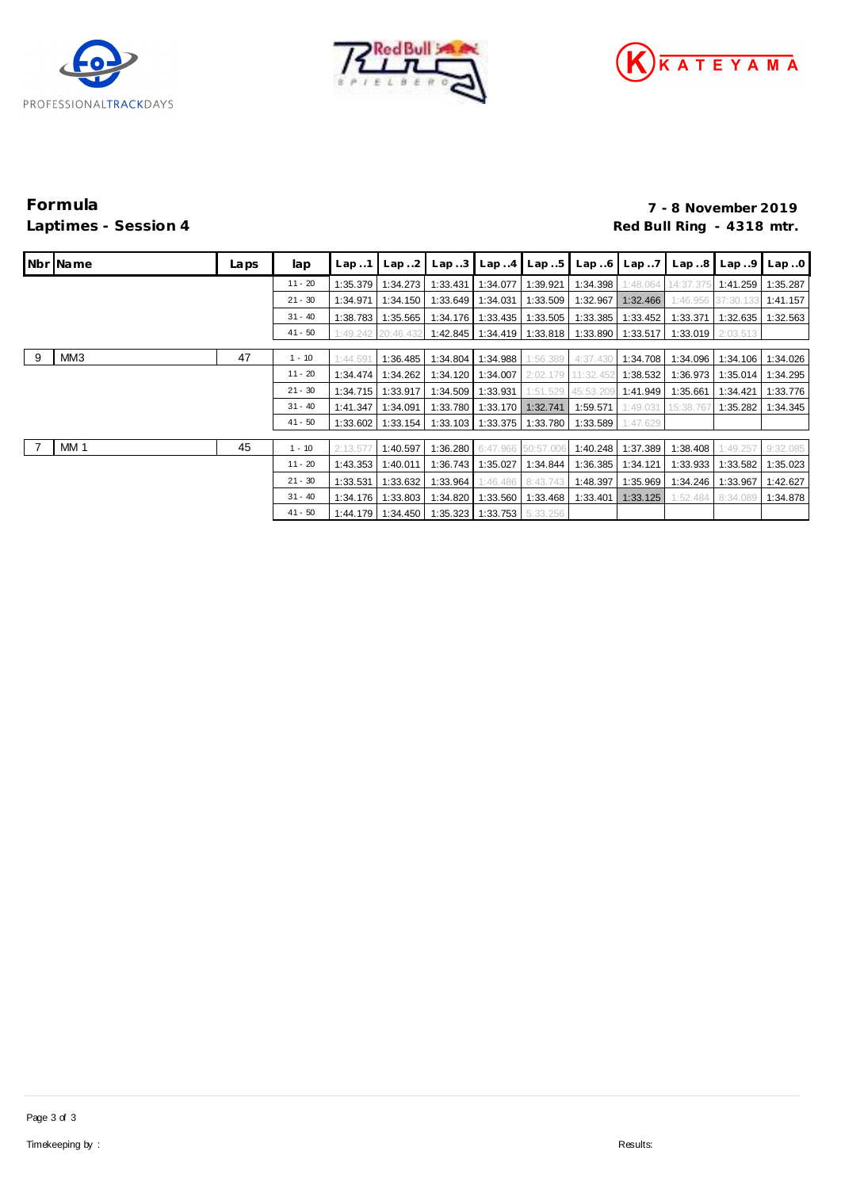PROFESSIONALTRACKDAYS

KATEYAMA

## Formula
## Laptimes - Session 4

**7 - 8 November 2019**
**Red Bull Ring - 4318 mtr.**

| Nbr | Name | Laps | lap | Lap ..1 | Lap ..2 | Lap ..3 | Lap ..4 | Lap ..5 | Lap ..6 | Lap ..7 | Lap ..8 | Lap ..9 | Lap ..0 |
|---|---|---|---|---|---|---|---|---|---|---|---|---|---|
| | | | 11 - 20 | 1:35.379 | 1:34.273 | 1:33.431 | 1:34.077 | 1:39.921 | 1:34.398 | 1:48.064 | 14:37.375 | 1:41.259 | 1:35.287 |
| | | | 21 - 30 | 1:34.971 | 1:34.150 | 1:33.649 | 1:34.031 | 1:33.509 | 1:32.967 | 1:32.466 | 1:46.956 | 37:30.133 | 1:41.157 |
| | | | 31 - 40 | 1:38.783 | 1:35.565 | 1:34.176 | 1:33.435 | 1:33.505 | 1:33.385 | 1:33.452 | 1:33.371 | 1:32.635 | 1:32.563 |
| | | | 41 - 50 | 1:49.242 | 20:46.432 | 1:42.845 | 1:34.419 | 1:33.818 | 1:33.890 | 1:33.517 | 1:33.019 | 2:03.513 | |
| 9 | MM3 | 47 | 1 - 10 | 1:44.591 | 1:36.485 | 1:34.804 | 1:34.988 | 1:56.389 | 4:37.430 | 1:34.708 | 1:34.096 | 1:34.106 | 1:34.026 |
| | | | 11 - 20 | 1:34.474 | 1:34.262 | 1:34.120 | 1:34.007 | 2:02.179 | 11:32.452 | 1:38.532 | 1:36.973 | 1:35.014 | 1:34.295 |
| | | | 21 - 30 | 1:34.715 | 1:33.917 | 1:34.509 | 1:33.931 | 1:51.529 | 45:53.209 | 1:41.949 | 1:35.661 | 1:34.421 | 1:33.776 |
| | | | 31 - 40 | 1:41.347 | 1:34.091 | 1:33.780 | 1:33.170 | 1:32.741 | 1:59.571 | 1:49.031 | 15:38.767 | 1:35.282 | 1:34.345 |
| | | | 41 - 50 | 1:33.602 | 1:33.154 | 1:33.103 | 1:33.375 | 1:33.780 | 1:33.589 | 1:47.629 | | | |
| 7 | MM 1 | 45 | 1 - 10 | 2:13.577 | 1:40.597 | 1:36.280 | 6:47.966 | 50:57.006 | 1:40.248 | 1:37.389 | 1:38.408 | 1:49.257 | 9:32.085 |
| | | | 11 - 20 | 1:43.353 | 1:40.011 | 1:36.743 | 1:35.027 | 1:34.844 | 1:36.385 | 1:34.121 | 1:33.933 | 1:33.582 | 1:35.023 |
| | | | 21 - 30 | 1:33.531 | 1:33.632 | 1:33.964 | 1:46.486 | 8:43.743 | 1:48.397 | 1:35.969 | 1:34.246 | 1:33.967 | 1:42.627 |
| | | | 31 - 40 | 1:34.176 | 1:33.803 | 1:34.820 | 1:33.560 | 1:33.468 | 1:33.401 | 1:33.125 | 1:52.484 | 8:34.089 | 1:34.878 |
| | | | 41 - 50 | 1:44.179 | 1:34.450 | 1:35.323 | 1:33.753 | 5:33.256 | | | | | |

Timekeeping by :

Results: